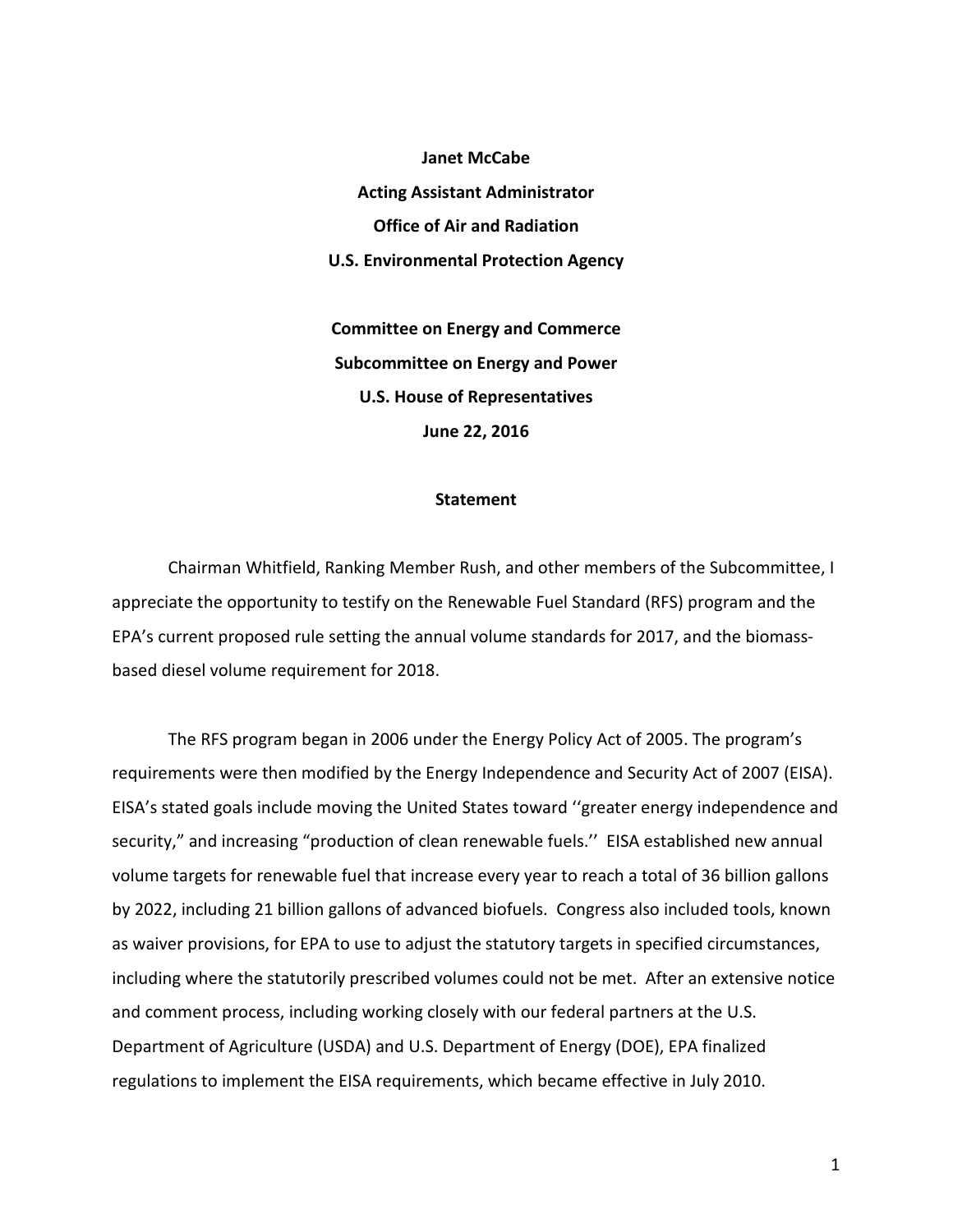**Janet McCabe**

**Acting Assistant Administrator**

**Office of Air and Radiation**

**U.S. Environmental Protection Agency**

**Committee on Energy and Commerce**

**Subcommittee on Energy and Power**

**U.S. House of Representatives**

**June 22, 2016**

**Statement**

Chairman Whitfield, Ranking Member Rush, and other members of the Subcommittee, I appreciate the opportunity to testify on the Renewable Fuel Standard (RFS) program and the EPA's current proposed rule setting the annual volume standards for 2017, and the biomass-based diesel volume requirement for 2018.

The RFS program began in 2006 under the Energy Policy Act of 2005. The program's requirements were then modified by the Energy Independence and Security Act of 2007 (EISA). EISA's stated goals include moving the United States toward ''greater energy independence and security," and increasing "production of clean renewable fuels.'' EISA established new annual volume targets for renewable fuel that increase every year to reach a total of 36 billion gallons by 2022, including 21 billion gallons of advanced biofuels. Congress also included tools, known as waiver provisions, for EPA to use to adjust the statutory targets in specified circumstances, including where the statutorily prescribed volumes could not be met. After an extensive notice and comment process, including working closely with our federal partners at the U.S. Department of Agriculture (USDA) and U.S. Department of Energy (DOE), EPA finalized regulations to implement the EISA requirements, which became effective in July 2010.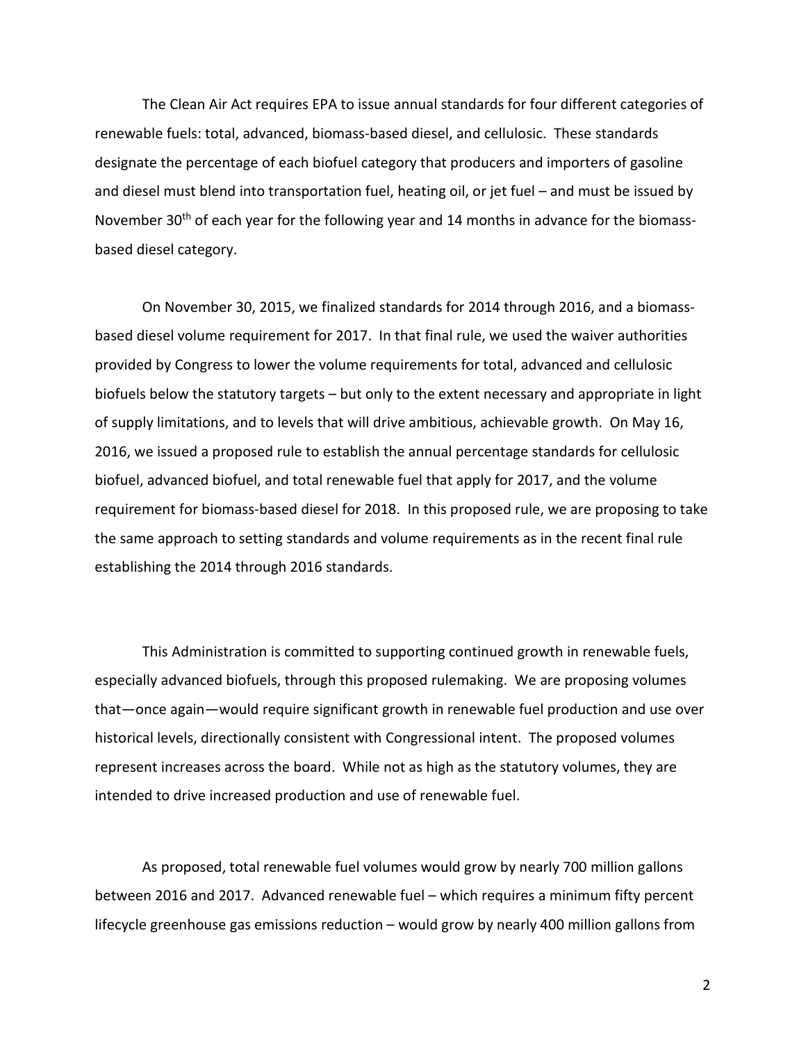The Clean Air Act requires EPA to issue annual standards for four different categories of renewable fuels: total, advanced, biomass-based diesel, and cellulosic. These standards designate the percentage of each biofuel category that producers and importers of gasoline and diesel must blend into transportation fuel, heating oil, or jet fuel – and must be issued by November 30th of each year for the following year and 14 months in advance for the biomass-based diesel category.

On November 30, 2015, we finalized standards for 2014 through 2016, and a biomass-based diesel volume requirement for 2017. In that final rule, we used the waiver authorities provided by Congress to lower the volume requirements for total, advanced and cellulosic biofuels below the statutory targets – but only to the extent necessary and appropriate in light of supply limitations, and to levels that will drive ambitious, achievable growth. On May 16, 2016, we issued a proposed rule to establish the annual percentage standards for cellulosic biofuel, advanced biofuel, and total renewable fuel that apply for 2017, and the volume requirement for biomass-based diesel for 2018. In this proposed rule, we are proposing to take the same approach to setting standards and volume requirements as in the recent final rule establishing the 2014 through 2016 standards.

This Administration is committed to supporting continued growth in renewable fuels, especially advanced biofuels, through this proposed rulemaking. We are proposing volumes that—once again—would require significant growth in renewable fuel production and use over historical levels, directionally consistent with Congressional intent. The proposed volumes represent increases across the board. While not as high as the statutory volumes, they are intended to drive increased production and use of renewable fuel.

As proposed, total renewable fuel volumes would grow by nearly 700 million gallons between 2016 and 2017. Advanced renewable fuel – which requires a minimum fifty percent lifecycle greenhouse gas emissions reduction – would grow by nearly 400 million gallons from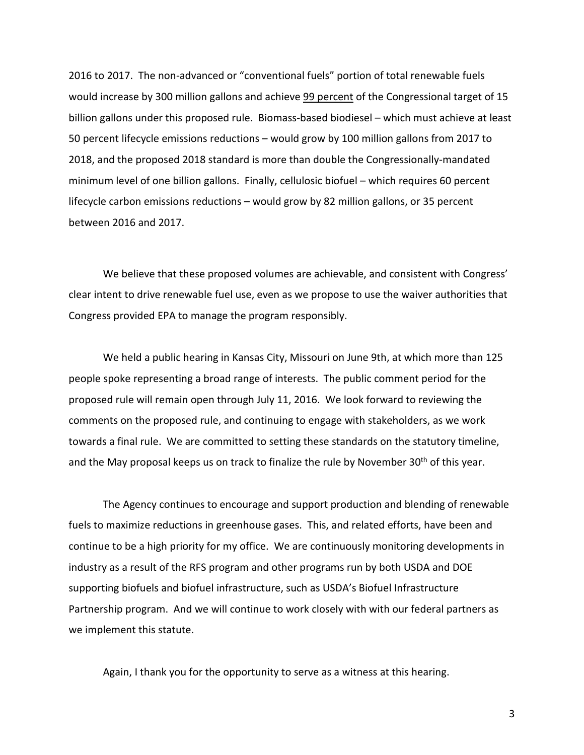2016 to 2017. The non-advanced or "conventional fuels" portion of total renewable fuels would increase by 300 million gallons and achieve <u>99 percent</u> of the Congressional target of 15 billion gallons under this proposed rule. Biomass-based biodiesel – which must achieve at least 50 percent lifecycle emissions reductions – would grow by 100 million gallons from 2017 to 2018, and the proposed 2018 standard is more than double the Congressionally-mandated minimum level of one billion gallons. Finally, cellulosic biofuel – which requires 60 percent lifecycle carbon emissions reductions – would grow by 82 million gallons, or 35 percent between 2016 and 2017.

We believe that these proposed volumes are achievable, and consistent with Congress' clear intent to drive renewable fuel use, even as we propose to use the waiver authorities that Congress provided EPA to manage the program responsibly.

We held a public hearing in Kansas City, Missouri on June 9th, at which more than 125 people spoke representing a broad range of interests. The public comment period for the proposed rule will remain open through July 11, 2016. We look forward to reviewing the comments on the proposed rule, and continuing to engage with stakeholders, as we work towards a final rule. We are committed to setting these standards on the statutory timeline, and the May proposal keeps us on track to finalize the rule by November 30th of this year.

The Agency continues to encourage and support production and blending of renewable fuels to maximize reductions in greenhouse gases. This, and related efforts, have been and continue to be a high priority for my office. We are continuously monitoring developments in industry as a result of the RFS program and other programs run by both USDA and DOE supporting biofuels and biofuel infrastructure, such as USDA's Biofuel Infrastructure Partnership program. And we will continue to work closely with with our federal partners as we implement this statute.

Again, I thank you for the opportunity to serve as a witness at this hearing.